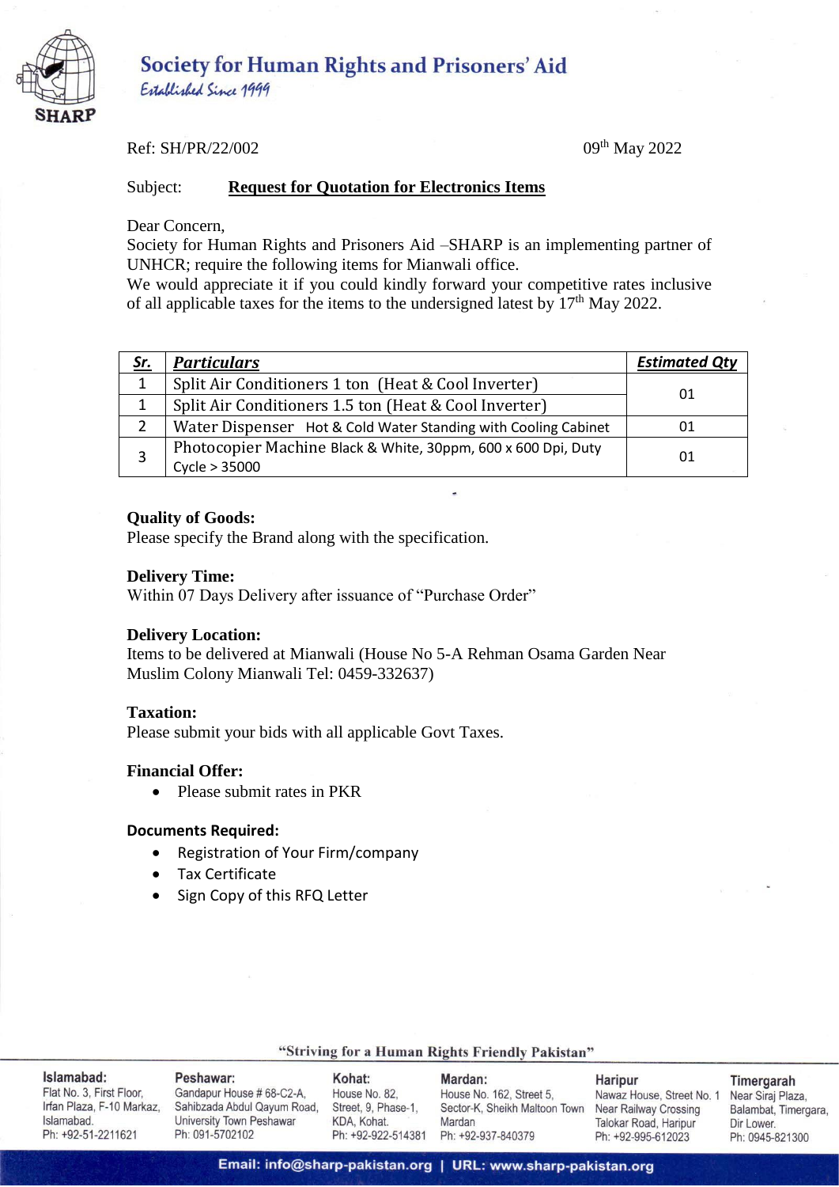# Society for Human Rights and Prisoners' Aid

*Established Since 1999*

SHARP

Ref: SH/PR/22/002

09th May 2022

Subject: **Request for Quotation for Electronics Items**

Dear Concern,

Society for Human Rights and Prisoners Aid –SHARP is an implementing partner of UNHCR; require the following items for Mianwali office.

We would appreciate it if you could kindly forward your competitive rates inclusive of all applicable taxes for the items to the undersigned latest by 17th May 2022.

| ***Sr.*** | ***Particulars*** | ***Estimated Qty*** |
|---|---|---|
| 1 | Split Air Conditioners 1 ton (Heat & Cool Inverter) | 01 |
| 1 | Split Air Conditioners 1.5 ton (Heat & Cool Inverter) | |
| 2 | Water Dispenser Hot & Cold Water Standing with Cooling Cabinet | 01 |
| 3 | Photocopier Machine Black & White, 30ppm, 600 x 600 Dpi, Duty Cycle > 35000 | 01 |

**Quality of Goods:**

Please specify the Brand along with the specification.

**Delivery Time:**

Within 07 Days Delivery after issuance of "Purchase Order"

**Delivery Location:**

Items to be delivered at Mianwali (House No 5-A Rehman Osama Garden Near Muslim Colony Mianwali Tel: 0459-332637)

**Taxation:**

Please submit your bids with all applicable Govt Taxes.

**Financial Offer:**

- Please submit rates in PKR

**Documents Required:**

- Registration of Your Firm/company
- Tax Certificate
- Sign Copy of this RFQ Letter

"Striving for a Human Rights Friendly Pakistan"

**Islamabad:** Flat No. 3, First Floor, Irfan Plaza, F-10 Markaz, Islamabad. Ph: +92-51-2211621

**Peshawar:** Gandapur House # 68-C2-A, Sahibzada Abdul Qayum Road, University Town Peshawar Ph: 091-5702102

**Kohat:** House No. 82, Street, 9, Phase-1, KDA, Kohat. Ph: +92-922-514381

**Mardan:** House No. 162, Street 5, Sector-K, Sheikh Maltoon Town Mardan Ph: +92-937-840379

**Haripur** Nawaz House, Street No. 1 Near Railway Crossing Talokar Road, Haripur Ph: +92-995-612023

**Timergarah** Near Siraj Plaza, Balambat, Timergara, Dir Lower. Ph: 0945-821300

Email: info@sharp-pakistan.org | URL: www.sharp-pakistan.org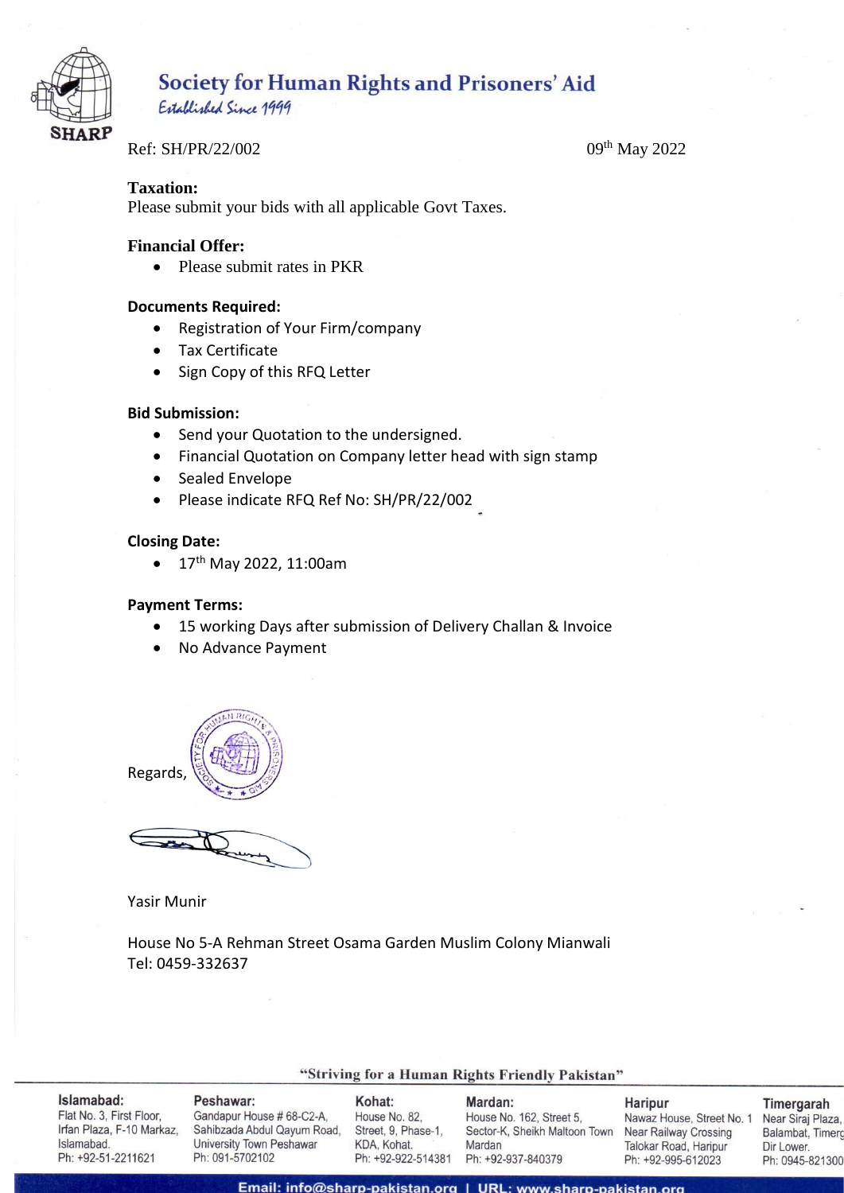Society for Human Rights and Prisoners' Aid

*Established Since 1999*

Ref: SH/PR/22/002

09th May 2022

**Taxation:**

Please submit your bids with all applicable Govt Taxes.

**Financial Offer:**

- Please submit rates in PKR

**Documents Required:**

- Registration of Your Firm/company
- Tax Certificate
- Sign Copy of this RFQ Letter

**Bid Submission:**

- Send your Quotation to the undersigned.
- Financial Quotation on Company letter head with sign stamp
- Sealed Envelope
- Please indicate RFQ Ref No: SH/PR/22/002

**Closing Date:**

- 17th May 2022, 11:00am

**Payment Terms:**

- 15 working Days after submission of Delivery Challan & Invoice
- No Advance Payment

Regards,

Yasir Munir

House No 5-A Rehman Street Osama Garden Muslim Colony Mianwali
Tel: 0459-332637

"Striving for a Human Rights Friendly Pakistan"

**Islamabad:** Flat No. 3, First Floor, Irfan Plaza, F-10 Markaz, Islamabad. Ph: +92-51-2211621

**Peshawar:** Gandapur House # 68-C2-A, Sahibzada Abdul Qayum Road, University Town Peshawar Ph: 091-5702102

**Kohat:** House No. 82, Street, 9, Phase-1, KDA, Kohat. Ph: +92-922-514381

**Mardan:** House No. 162, Street 5, Sector-K, Sheikh Maltoon Town Mardan Ph: +92-937-840379

**Haripur** Nawaz House, Street No. 1 Near Railway Crossing Talokar Road, Haripur Ph: +92-995-612023

**Timergarah** Near Siraj Plaza, Balambat, Timerg Dir Lower. Ph: 0945-821300

Email: info@sharp-pakistan.org | URL: www.sharp-pakistan.org